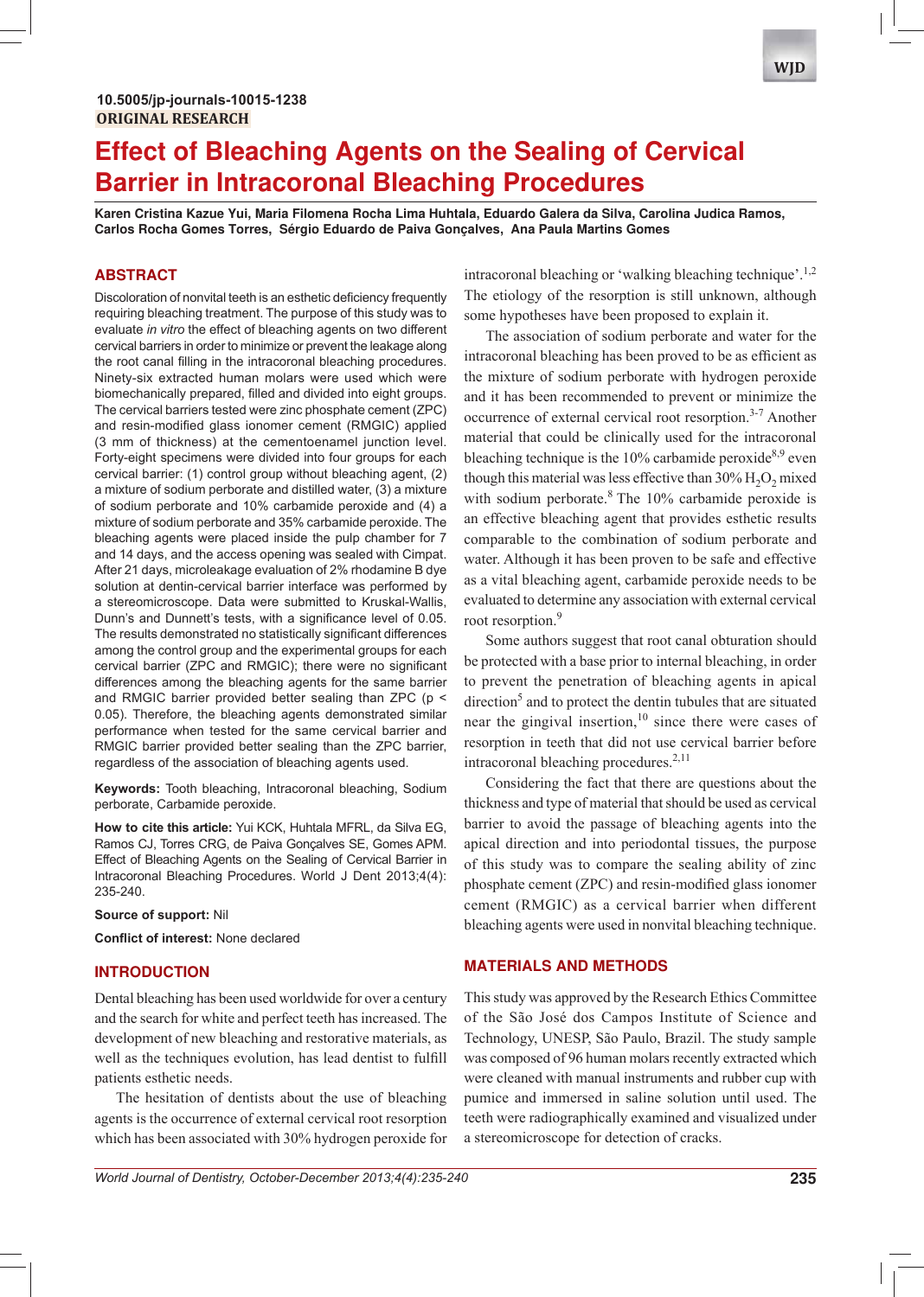10.5005/jp-journals-10015-1238

ORIGINAL RESEARCH

# Effect of Bleaching Agents on the Sealing of Cervical Barrier in Intracoronal Bleaching Procedures

**Karen Cristina Kazue Yui, Maria Filomena Rocha Lima Huhtala, Eduardo Galera da Silva, Carolina Judica Ramos, Carlos Rocha Gomes Torres, Sérgio Eduardo de Paiva Gonçalves, Ana Paula Martins Gomes**

## ABSTRACT

Discoloration of nonvital teeth is an esthetic deficiency frequently requiring bleaching treatment. The purpose of this study was to evaluate *in vitro* the effect of bleaching agents on two different cervical barriers in order to minimize or prevent the leakage along the root canal filling in the intracoronal bleaching procedures. Ninety-six extracted human molars were used which were biomechanically prepared, filled and divided into eight groups. The cervical barriers tested were zinc phosphate cement (ZPC) and resin-modified glass ionomer cement (RMGIC) applied (3 mm of thickness) at the cementoenamel junction level. Forty-eight specimens were divided into four groups for each cervical barrier: (1) control group without bleaching agent, (2) a mixture of sodium perborate and distilled water, (3) a mixture of sodium perborate and 10% carbamide peroxide and (4) a mixture of sodium perborate and 35% carbamide peroxide. The bleaching agents were placed inside the pulp chamber for 7 and 14 days, and the access opening was sealed with Cimpat. After 21 days, microleakage evaluation of 2% rhodamine B dye solution at dentin-cervical barrier interface was performed by a stereomicroscope. Data were submitted to Kruskal-Wallis, Dunn's and Dunnett's tests, with a significance level of 0.05. The results demonstrated no statistically significant differences among the control group and the experimental groups for each cervical barrier (ZPC and RMGIC); there were no significant differences among the bleaching agents for the same barrier and RMGIC barrier provided better sealing than ZPC ($p < 0.05$). Therefore, the bleaching agents demonstrated similar performance when tested for the same cervical barrier and RMGIC barrier provided better sealing than the ZPC barrier, regardless of the association of bleaching agents used.

**Keywords:** Tooth bleaching, Intracoronal bleaching, Sodium perborate, Carbamide peroxide.

**How to cite this article:** Yui KCK, Huhtala MFRL, da Silva EG, Ramos CJ, Torres CRG, de Paiva Gonçalves SE, Gomes APM. Effect of Bleaching Agents on the Sealing of Cervical Barrier in Intracoronal Bleaching Procedures. World J Dent 2013;4(4):235-240.

**Source of support:** Nil

**Conflict of interest:** None declared

## INTRODUCTION

Dental bleaching has been used worldwide for over a century and the search for white and perfect teeth has increased. The development of new bleaching and restorative materials, as well as the techniques evolution, has lead dentist to fulfill patients esthetic needs.

The hesitation of dentists about the use of bleaching agents is the occurrence of external cervical root resorption which has been associated with 30% hydrogen peroxide for intracoronal bleaching or 'walking bleaching technique'.[1,2] The etiology of the resorption is still unknown, although some hypotheses have been proposed to explain it.

The association of sodium perborate and water for the intracoronal bleaching has been proved to be as efficient as the mixture of sodium perborate with hydrogen peroxide and it has been recommended to prevent or minimize the occurrence of external cervical root resorption.[3-7] Another material that could be clinically used for the intracoronal bleaching technique is the 10% carbamide peroxide[8,9] even though this material was less effective than 30% $H_2O_2$ mixed with sodium perborate.[8] The 10% carbamide peroxide is an effective bleaching agent that provides esthetic results comparable to the combination of sodium perborate and water. Although it has been proven to be safe and effective as a vital bleaching agent, carbamide peroxide needs to be evaluated to determine any association with external cervical root resorption.[9]

Some authors suggest that root canal obturation should be protected with a base prior to internal bleaching, in order to prevent the penetration of bleaching agents in apical direction[5] and to protect the dentin tubules that are situated near the gingival insertion,[10] since there were cases of resorption in teeth that did not use cervical barrier before intracoronal bleaching procedures.[2,11]

Considering the fact that there are questions about the thickness and type of material that should be used as cervical barrier to avoid the passage of bleaching agents into the apical direction and into periodontal tissues, the purpose of this study was to compare the sealing ability of zinc phosphate cement (ZPC) and resin-modified glass ionomer cement (RMGIC) as a cervical barrier when different bleaching agents were used in nonvital bleaching technique.

## MATERIALS AND METHODS

This study was approved by the Research Ethics Committee of the São José dos Campos Institute of Science and Technology, UNESP, São Paulo, Brazil. The study sample was composed of 96 human molars recently extracted which were cleaned with manual instruments and rubber cup with pumice and immersed in saline solution until used. The teeth were radiographically examined and visualized under a stereomicroscope for detection of cracks.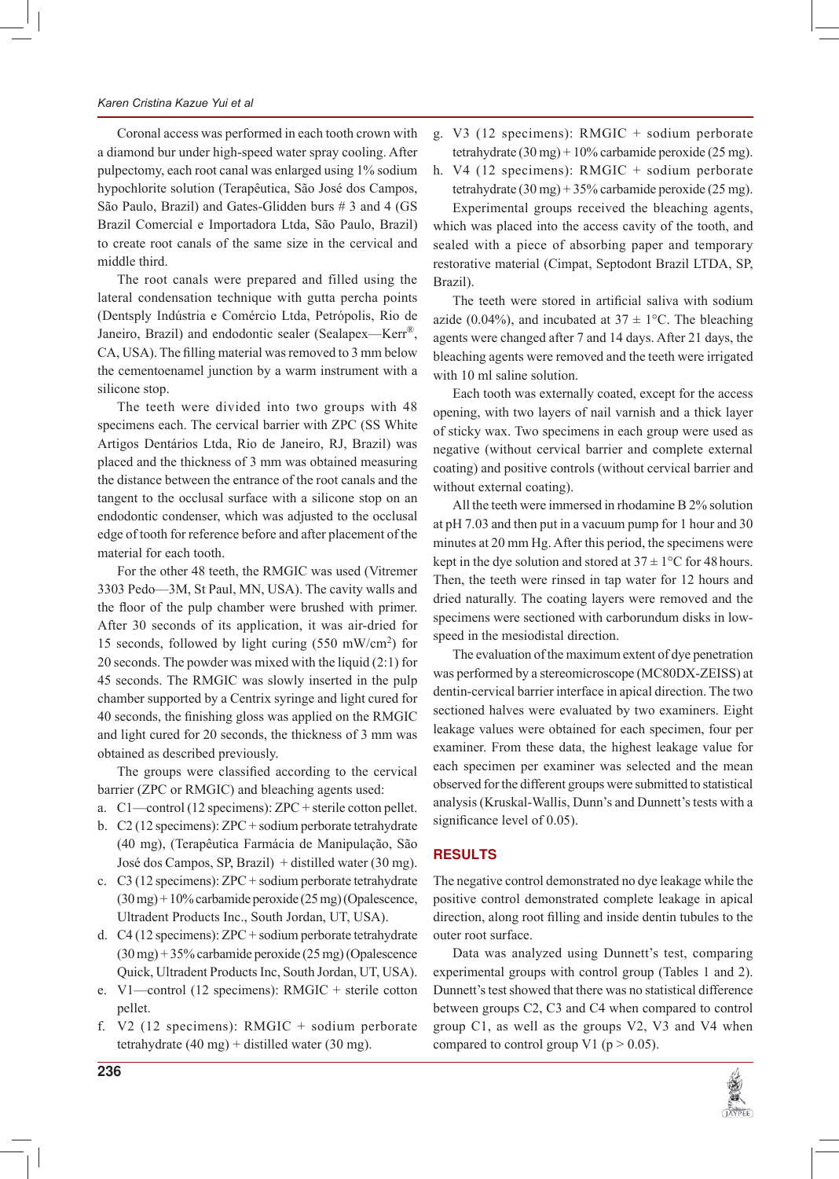Coronal access was performed in each tooth crown with a diamond bur under high-speed water spray cooling. After pulpectomy, each root canal was enlarged using 1% sodium hypochlorite solution (Terapêutica, São José dos Campos, São Paulo, Brazil) and Gates-Glidden burs # 3 and 4 (GS Brazil Comercial e Importadora Ltda, São Paulo, Brazil) to create root canals of the same size in the cervical and middle third.

The root canals were prepared and filled using the lateral condensation technique with gutta percha points (Dentsply Indústria e Comércio Ltda, Petrópolis, Rio de Janeiro, Brazil) and endodontic sealer (Sealapex—Kerr®, CA, USA). The filling material was removed to 3 mm below the cementoenamel junction by a warm instrument with a silicone stop.

The teeth were divided into two groups with 48 specimens each. The cervical barrier with ZPC (SS White Artigos Dentários Ltda, Rio de Janeiro, RJ, Brazil) was placed and the thickness of 3 mm was obtained measuring the distance between the entrance of the root canals and the tangent to the occlusal surface with a silicone stop on an endodontic condenser, which was adjusted to the occlusal edge of tooth for reference before and after placement of the material for each tooth.

For the other 48 teeth, the RMGIC was used (Vitremer 3303 Pedo—3M, St Paul, MN, USA). The cavity walls and the floor of the pulp chamber were brushed with primer. After 30 seconds of its application, it was air-dried for 15 seconds, followed by light curing (550 mW/cm$^2$) for 20 seconds. The powder was mixed with the liquid (2:1) for 45 seconds. The RMGIC was slowly inserted in the pulp chamber supported by a Centrix syringe and light cured for 40 seconds, the finishing gloss was applied on the RMGIC and light cured for 20 seconds, the thickness of 3 mm was obtained as described previously.

The groups were classified according to the cervical barrier (ZPC or RMGIC) and bleaching agents used:

a. C1—control (12 specimens): ZPC + sterile cotton pellet.
b. C2 (12 specimens): ZPC + sodium perborate tetrahydrate (40 mg), (Terapêutica Farmácia de Manipulação, São José dos Campos, SP, Brazil) + distilled water (30 mg).
c. C3 (12 specimens): ZPC + sodium perborate tetrahydrate (30 mg) + 10% carbamide peroxide (25 mg) (Opalescence, Ultradent Products Inc., South Jordan, UT, USA).
d. C4 (12 specimens): ZPC + sodium perborate tetrahydrate (30 mg) + 35% carbamide peroxide (25 mg) (Opalescence Quick, Ultradent Products Inc, South Jordan, UT, USA).
e. V1—control (12 specimens): RMGIC + sterile cotton pellet.
f. V2 (12 specimens): RMGIC + sodium perborate tetrahydrate (40 mg) + distilled water (30 mg).
g. V3 (12 specimens): RMGIC + sodium perborate tetrahydrate (30 mg) + 10% carbamide peroxide (25 mg).
h. V4 (12 specimens): RMGIC + sodium perborate tetrahydrate (30 mg) + 35% carbamide peroxide (25 mg).

Experimental groups received the bleaching agents, which was placed into the access cavity of the tooth, and sealed with a piece of absorbing paper and temporary restorative material (Cimpat, Septodont Brazil LTDA, SP, Brazil).

The teeth were stored in artificial saliva with sodium azide (0.04%), and incubated at 37 ± 1°C. The bleaching agents were changed after 7 and 14 days. After 21 days, the bleaching agents were removed and the teeth were irrigated with 10 ml saline solution.

Each tooth was externally coated, except for the access opening, with two layers of nail varnish and a thick layer of sticky wax. Two specimens in each group were used as negative (without cervical barrier and complete external coating) and positive controls (without cervical barrier and without external coating).

All the teeth were immersed in rhodamine B 2% solution at pH 7.03 and then put in a vacuum pump for 1 hour and 30 minutes at 20 mm Hg. After this period, the specimens were kept in the dye solution and stored at 37 ± 1°C for 48 hours. Then, the teeth were rinsed in tap water for 12 hours and dried naturally. The coating layers were removed and the specimens were sectioned with carborundum disks in low-speed in the mesiodistal direction.

The evaluation of the maximum extent of dye penetration was performed by a stereomicroscope (MC80DX-ZEISS) at dentin-cervical barrier interface in apical direction. The two sectioned halves were evaluated by two examiners. Eight leakage values were obtained for each specimen, four per examiner. From these data, the highest leakage value for each specimen per examiner was selected and the mean observed for the different groups were submitted to statistical analysis (Kruskal-Wallis, Dunn's and Dunnett's tests with a significance level of 0.05).

## RESULTS

The negative control demonstrated no dye leakage while the positive control demonstrated complete leakage in apical direction, along root filling and inside dentin tubules to the outer root surface.

Data was analyzed using Dunnett's test, comparing experimental groups with control group (Tables 1 and 2). Dunnett's test showed that there was no statistical difference between groups C2, C3 and C4 when compared to control group C1, as well as the groups V2, V3 and V4 when compared to control group V1 ($p > 0.05$).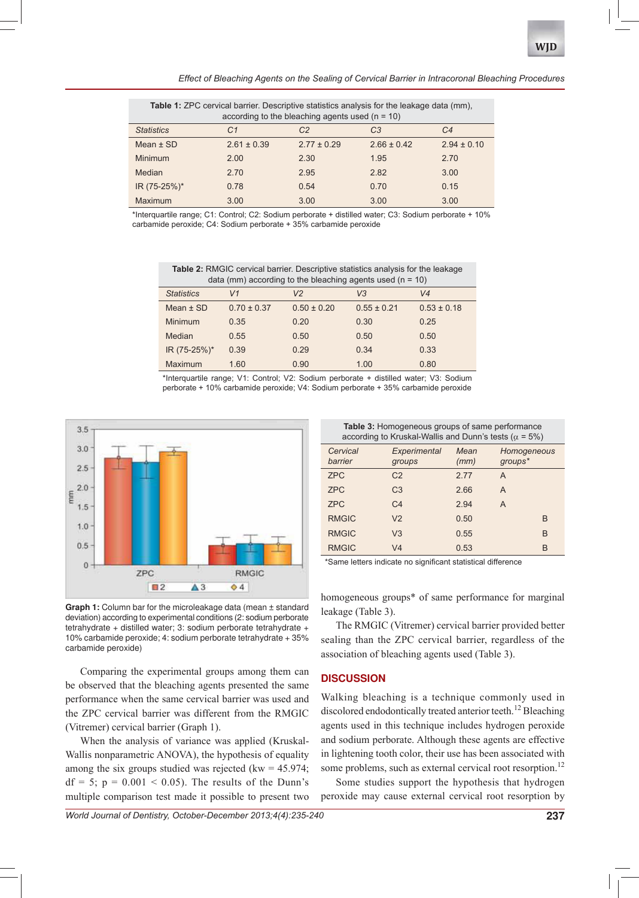**Table 1:** ZPC cervical barrier. Descriptive statistics analysis for the leakage data (mm), according to the bleaching agents used (n = 10)

| *Statistics* | *C1* | *C2* | *C3* | *C4* |
|---|---|---|---|---|
| Mean ± SD | 2.61 ± 0.39 | 2.77 ± 0.29 | 2.66 ± 0.42 | 2.94 ± 0.10 |
| Minimum | 2.00 | 2.30 | 1.95 | 2.70 |
| Median | 2.70 | 2.95 | 2.82 | 3.00 |
| IR (75-25%)* | 0.78 | 0.54 | 0.70 | 0.15 |
| Maximum | 3.00 | 3.00 | 3.00 | 3.00 |

*Interquartile range; C1: Control; C2: Sodium perborate + distilled water; C3: Sodium perborate + 10% carbamide peroxide; C4: Sodium perborate + 35% carbamide peroxide

**Table 2:** RMGIC cervical barrier. Descriptive statistics analysis for the leakage data (mm) according to the bleaching agents used (n = 10)

| *Statistics* | *V1* | *V2* | *V3* | *V4* |
|---|---|---|---|---|
| Mean ± SD | 0.70 ± 0.37 | 0.50 ± 0.20 | 0.55 ± 0.21 | 0.53 ± 0.18 |
| Minimum | 0.35 | 0.20 | 0.30 | 0.25 |
| Median | 0.55 | 0.50 | 0.50 | 0.50 |
| IR (75-25%)* | 0.39 | 0.29 | 0.34 | 0.33 |
| Maximum | 1.60 | 0.90 | 1.00 | 0.80 |

*Interquartile range; V1: Control; V2: Sodium perborate + distilled water; V3: Sodium perborate + 10% carbamide peroxide; V4: Sodium perborate + 35% carbamide peroxide

**Graph 1:** Column bar for the microleakage data (mean ± standard deviation) according to experimental conditions (2: sodium perborate tetrahydrate + distilled water; 3: sodium perborate tetrahydrate + 10% carbamide peroxide; 4: sodium perborate tetrahydrate + 35% carbamide peroxide)

Comparing the experimental groups among them can be observed that the bleaching agents presented the same performance when the same cervical barrier was used and the ZPC cervical barrier was different from the RMGIC (Vitremer) cervical barrier (Graph 1).

When the analysis of variance was applied (Kruskal-Wallis nonparametric ANOVA), the hypothesis of equality among the six groups studied was rejected (kw = 45.974; df = 5; p = 0.001 < 0.05). The results of the Dunn's multiple comparison test made it possible to present two homogeneous groups* of same performance for marginal leakage (Table 3).

**Table 3:** Homogeneous groups of same performance according to Kruskal-Wallis and Dunn's tests ($\alpha$ = 5%)

| *Cervical barrier* | *Experimental groups* | *Mean (mm)* | *Homogeneous groups** | |
|---|---|---|---|---|
| ZPC | C2 | 2.77 | A | |
| ZPC | C3 | 2.66 | A | |
| ZPC | C4 | 2.94 | A | |
| RMGIC | V2 | 0.50 | | B |
| RMGIC | V3 | 0.55 | | B |
| RMGIC | V4 | 0.53 | | B |

*Same letters indicate no significant statistical difference

The RMGIC (Vitremer) cervical barrier provided better sealing than the ZPC cervical barrier, regardless of the association of bleaching agents used (Table 3).

## DISCUSSION

Walking bleaching is a technique commonly used in discolored endodontically treated anterior teeth.[12] Bleaching agents used in this technique includes hydrogen peroxide and sodium perborate. Although these agents are effective in lightening tooth color, their use has been associated with some problems, such as external cervical root resorption.[12]

Some studies support the hypothesis that hydrogen peroxide may cause external cervical root resorption by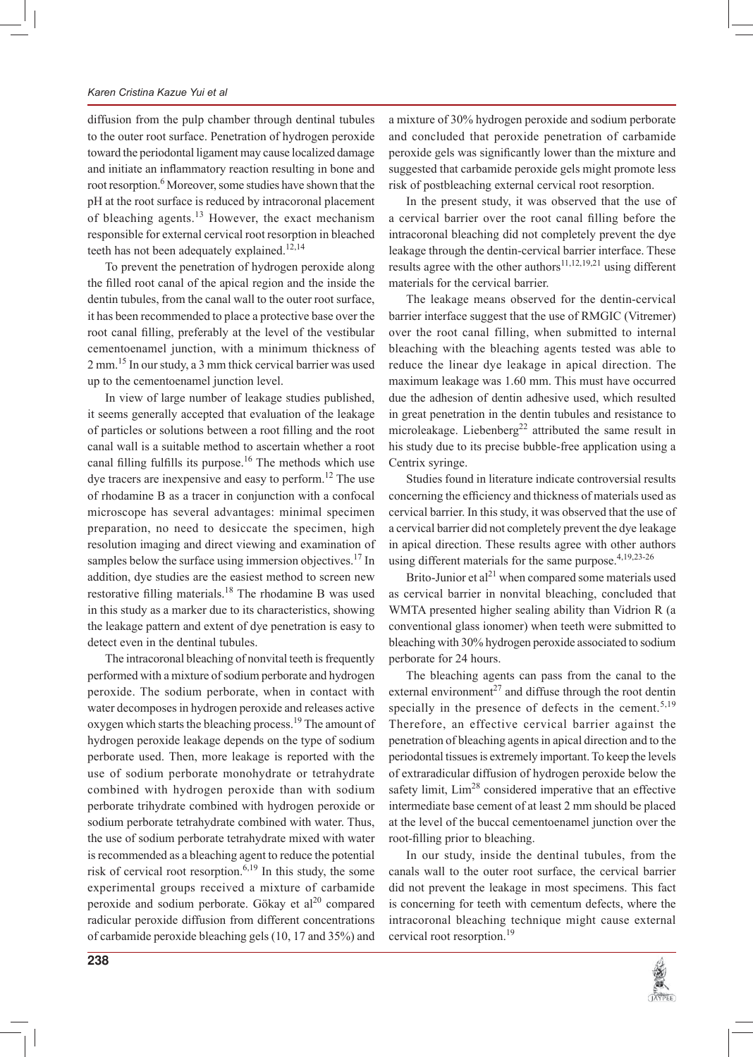diffusion from the pulp chamber through dentinal tubules to the outer root surface. Penetration of hydrogen peroxide toward the periodontal ligament may cause localized damage and initiate an inflammatory reaction resulting in bone and root resorption.[6] Moreover, some studies have shown that the pH at the root surface is reduced by intracoronal placement of bleaching agents.[13] However, the exact mechanism responsible for external cervical root resorption in bleached teeth has not been adequately explained.[12,14]

To prevent the penetration of hydrogen peroxide along the filled root canal of the apical region and the inside the dentin tubules, from the canal wall to the outer root surface, it has been recommended to place a protective base over the root canal filling, preferably at the level of the vestibular cementoenamel junction, with a minimum thickness of 2 mm.[15] In our study, a 3 mm thick cervical barrier was used up to the cementoenamel junction level.

In view of large number of leakage studies published, it seems generally accepted that evaluation of the leakage of particles or solutions between a root filling and the root canal wall is a suitable method to ascertain whether a root canal filling fulfills its purpose.[16] The methods which use dye tracers are inexpensive and easy to perform.[12] The use of rhodamine B as a tracer in conjunction with a confocal microscope has several advantages: minimal specimen preparation, no need to desiccate the specimen, high resolution imaging and direct viewing and examination of samples below the surface using immersion objectives.[17] In addition, dye studies are the easiest method to screen new restorative filling materials.[18] The rhodamine B was used in this study as a marker due to its characteristics, showing the leakage pattern and extent of dye penetration is easy to detect even in the dentinal tubules.

The intracoronal bleaching of nonvital teeth is frequently performed with a mixture of sodium perborate and hydrogen peroxide. The sodium perborate, when in contact with water decomposes in hydrogen peroxide and releases active oxygen which starts the bleaching process.[19] The amount of hydrogen peroxide leakage depends on the type of sodium perborate used. Then, more leakage is reported with the use of sodium perborate monohydrate or tetrahydrate combined with hydrogen peroxide than with sodium perborate trihydrate combined with hydrogen peroxide or sodium perborate tetrahydrate combined with water. Thus, the use of sodium perborate tetrahydrate mixed with water is recommended as a bleaching agent to reduce the potential risk of cervical root resorption.[6,19] In this study, the some experimental groups received a mixture of carbamide peroxide and sodium perborate. Gökay et al[20] compared radicular peroxide diffusion from different concentrations of carbamide peroxide bleaching gels (10, 17 and 35%) and a mixture of 30% hydrogen peroxide and sodium perborate and concluded that peroxide penetration of carbamide peroxide gels was significantly lower than the mixture and suggested that carbamide peroxide gels might promote less risk of postbleaching external cervical root resorption.

In the present study, it was observed that the use of a cervical barrier over the root canal filling before the intracoronal bleaching did not completely prevent the dye leakage through the dentin-cervical barrier interface. These results agree with the other authors[11,12,19,21] using different materials for the cervical barrier.

The leakage means observed for the dentin-cervical barrier interface suggest that the use of RMGIC (Vitremer) over the root canal filling, when submitted to internal bleaching with the bleaching agents tested was able to reduce the linear dye leakage in apical direction. The maximum leakage was 1.60 mm. This must have occurred due the adhesion of dentin adhesive used, which resulted in great penetration in the dentin tubules and resistance to microleakage. Liebenberg[22] attributed the same result in his study due to its precise bubble-free application using a Centrix syringe.

Studies found in literature indicate controversial results concerning the efficiency and thickness of materials used as cervical barrier. In this study, it was observed that the use of a cervical barrier did not completely prevent the dye leakage in apical direction. These results agree with other authors using different materials for the same purpose.[4,19,23-26]

Brito-Junior et al[21] when compared some materials used as cervical barrier in nonvital bleaching, concluded that WMTA presented higher sealing ability than Vidrion R (a conventional glass ionomer) when teeth were submitted to bleaching with 30% hydrogen peroxide associated to sodium perborate for 24 hours.

The bleaching agents can pass from the canal to the external environment[27] and diffuse through the root dentin specially in the presence of defects in the cement.[5,19] Therefore, an effective cervical barrier against the penetration of bleaching agents in apical direction and to the periodontal tissues is extremely important. To keep the levels of extraradicular diffusion of hydrogen peroxide below the safety limit, Lim[28] considered imperative that an effective intermediate base cement of at least 2 mm should be placed at the level of the buccal cementoenamel junction over the root-filling prior to bleaching.

In our study, inside the dentinal tubules, from the canals wall to the outer root surface, the cervical barrier did not prevent the leakage in most specimens. This fact is concerning for teeth with cementum defects, where the intracoronal bleaching technique might cause external cervical root resorption.[19]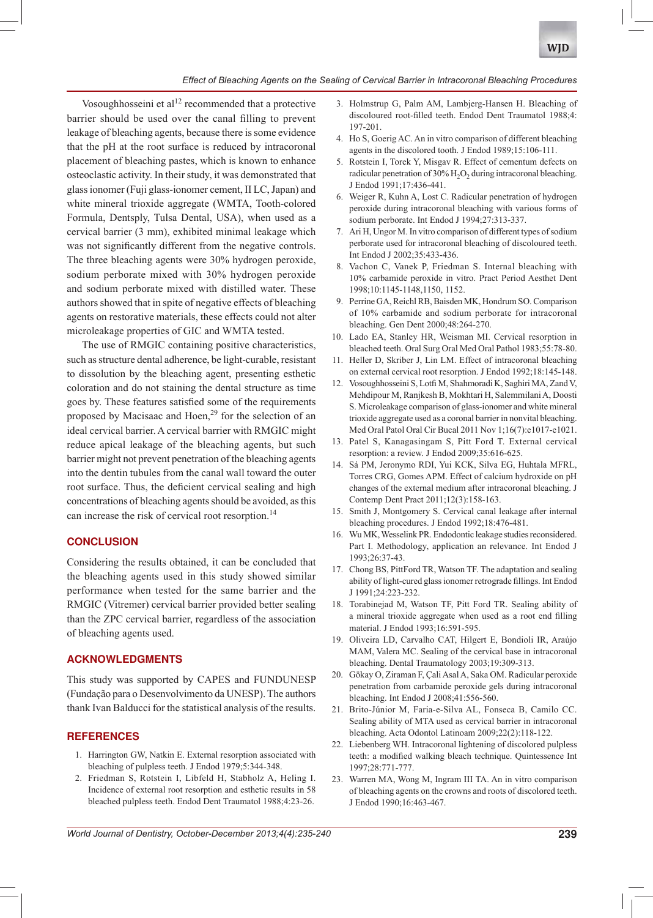Vosoughhosseini et al[12] recommended that a protective barrier should be used over the canal filling to prevent leakage of bleaching agents, because there is some evidence that the pH at the root surface is reduced by intracoronal placement of bleaching pastes, which is known to enhance osteoclastic activity. In their study, it was demonstrated that glass ionomer (Fuji glass-ionomer cement, II LC, Japan) and white mineral trioxide aggregate (WMTA, Tooth-colored Formula, Dentsply, Tulsa Dental, USA), when used as a cervical barrier (3 mm), exhibited minimal leakage which was not significantly different from the negative controls. The three bleaching agents were 30% hydrogen peroxide, sodium perborate mixed with 30% hydrogen peroxide and sodium perborate mixed with distilled water. These authors showed that in spite of negative effects of bleaching agents on restorative materials, these effects could not alter microleakage properties of GIC and WMTA tested.

The use of RMGIC containing positive characteristics, such as structure dental adherence, be light-curable, resistant to dissolution by the bleaching agent, presenting esthetic coloration and do not staining the dental structure as time goes by. These features satisfied some of the requirements proposed by Macisaac and Hoen,[29] for the selection of an ideal cervical barrier. A cervical barrier with RMGIC might reduce apical leakage of the bleaching agents, but such barrier might not prevent penetration of the bleaching agents into the dentin tubules from the canal wall toward the outer root surface. Thus, the deficient cervical sealing and high concentrations of bleaching agents should be avoided, as this can increase the risk of cervical root resorption.[14]

## CONCLUSION

Considering the results obtained, it can be concluded that the bleaching agents used in this study showed similar performance when tested for the same barrier and the RMGIC (Vitremer) cervical barrier provided better sealing than the ZPC cervical barrier, regardless of the association of bleaching agents used.

## ACKNOWLEDGMENTS

This study was supported by CAPES and FUNDUNESP (Fundação para o Desenvolvimento da UNESP). The authors thank Ivan Balducci for the statistical analysis of the results.

## REFERENCES

1. Harrington GW, Natkin E. External resorption associated with bleaching of pulpless teeth. J Endod 1979;5:344-348.
2. Friedman S, Rotstein I, Libfeld H, Stabholz A, Heling I. Incidence of external root resorption and esthetic results in 58 bleached pulpless teeth. Endod Dent Traumatol 1988;4:23-26.
3. Holmstrup G, Palm AM, Lambjerg-Hansen H. Bleaching of discoloured root-filled teeth. Endod Dent Traumatol 1988;4: 197-201.
4. Ho S, Goerig AC. An in vitro comparison of different bleaching agents in the discolored tooth. J Endod 1989;15:106-111.
5. Rotstein I, Torek Y, Misgav R. Effect of cementum defects on radicular penetration of 30% $H_2O_2$ during intracoronal bleaching. J Endod 1991;17:436-441.
6. Weiger R, Kuhn A, Lost C. Radicular penetration of hydrogen peroxide during intracoronal bleaching with various forms of sodium perborate. Int Endod J 1994;27:313-337.
7. Ari H, Ungor M. In vitro comparison of different types of sodium perborate used for intracoronal bleaching of discoloured teeth. Int Endod J 2002;35:433-436.
8. Vachon C, Vanek P, Friedman S. Internal bleaching with 10% carbamide peroxide in vitro. Pract Period Aesthet Dent 1998;10:1145-1148,1150, 1152.
9. Perrine GA, Reichl RB, Baisden MK, Hondrum SO. Comparison of 10% carbamide and sodium perborate for intracoronal bleaching. Gen Dent 2000;48:264-270.
10. Lado EA, Stanley HR, Weisman MI. Cervical resorption in bleached teeth. Oral Surg Oral Med Oral Pathol 1983;55:78-80.
11. Heller D, Skriber J, Lin LM. Effect of intracoronal bleaching on external cervical root resorption. J Endod 1992;18:145-148.
12. Vosoughhosseini S, Lotfi M, Shahmoradi K, Saghiri MA, Zand V, Mehdipour M, Ranjkesh B, Mokhtari H, Salemmilani A, Doosti S. Microleakage comparison of glass-ionomer and white mineral trioxide aggregate used as a coronal barrier in nonvital bleaching. Med Oral Patol Oral Cir Bucal 2011 Nov 1;16(7):e1017-e1021.
13. Patel S, Kanagasingam S, Pitt Ford T. External cervical resorption: a review. J Endod 2009;35:616-625.
14. Sá PM, Jeronymo RDI, Yui KCK, Silva EG, Huhtala MFRL, Torres CRG, Gomes APM. Effect of calcium hydroxide on pH changes of the external medium after intracoronal bleaching. J Contemp Dent Pract 2011;12(3):158-163.
15. Smith J, Montgomery S. Cervical canal leakage after internal bleaching procedures. J Endod 1992;18:476-481.
16. Wu MK, Wesselink PR. Endodontic leakage studies reconsidered. Part I. Methodology, application an relevance. Int Endod J 1993;26:37-43.
17. Chong BS, PittFord TR, Watson TF. The adaptation and sealing ability of light-cured glass ionomer retrograde fillings. Int Endod J 1991;24:223-232.
18. Torabinejad M, Watson TF, Pitt Ford TR. Sealing ability of a mineral trioxide aggregate when used as a root end filling material. J Endod 1993;16:591-595.
19. Oliveira LD, Carvalho CAT, Hilgert E, Bondioli IR, Araújo MAM, Valera MC. Sealing of the cervical base in intracoronal bleaching. Dental Traumatology 2003;19:309-313.
20. Gökay O, Ziraman F, Çali Asal A, Saka OM. Radicular peroxide penetration from carbamide peroxide gels during intracoronal bleaching. Int Endod J 2008;41:556-560.
21. Brito-Júnior M, Faria-e-Silva AL, Fonseca B, Camilo CC. Sealing ability of MTA used as cervical barrier in intracoronal bleaching. Acta Odontol Latinoam 2009;22(2):118-122.
22. Liebenberg WH. Intracoronal lightening of discolored pulpless teeth: a modified walking bleach technique. Quintessence Int 1997;28:771-777.
23. Warren MA, Wong M, Ingram III TA. An in vitro comparison of bleaching agents on the crowns and roots of discolored teeth. J Endod 1990;16:463-467.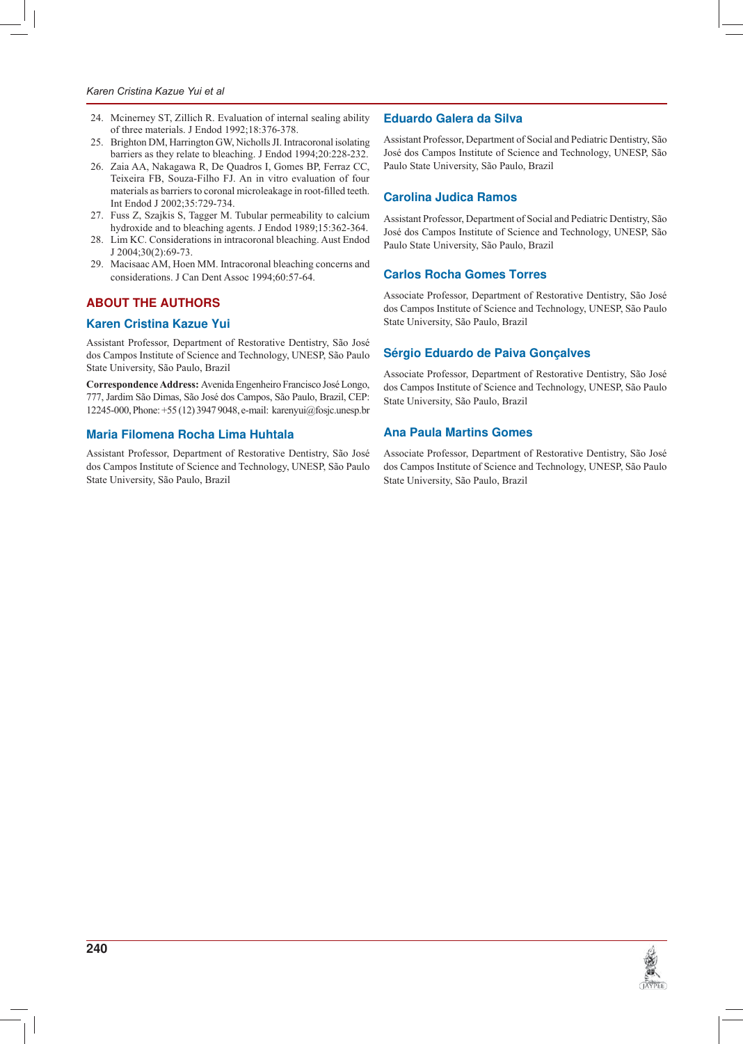24. Mcinerney ST, Zillich R. Evaluation of internal sealing ability of three materials. J Endod 1992;18:376-378.
25. Brighton DM, Harrington GW, Nicholls JI. Intracoronal isolating barriers as they relate to bleaching. J Endod 1994;20:228-232.
26. Zaia AA, Nakagawa R, De Quadros I, Gomes BP, Ferraz CC, Teixeira FB, Souza-Filho FJ. An in vitro evaluation of four materials as barriers to coronal microleakage in root-filled teeth. Int Endod J 2002;35:729-734.
27. Fuss Z, Szajkis S, Tagger M. Tubular permeability to calcium hydroxide and to bleaching agents. J Endod 1989;15:362-364.
28. Lim KC. Considerations in intracoronal bleaching. Aust Endod J 2004;30(2):69-73.
29. Macisaac AM, Hoen MM. Intracoronal bleaching concerns and considerations. J Can Dent Assoc 1994;60:57-64.

## ABOUT THE AUTHORS

### Karen Cristina Kazue Yui

Assistant Professor, Department of Restorative Dentistry, São José dos Campos Institute of Science and Technology, UNESP, São Paulo State University, São Paulo, Brazil

**Correspondence Address:** Avenida Engenheiro Francisco José Longo, 777, Jardim São Dimas, São José dos Campos, São Paulo, Brazil, CEP: 12245-000, Phone: +55 (12) 3947 9048, e-mail: karenyui@fosjc.unesp.br

### Maria Filomena Rocha Lima Huhtala

Assistant Professor, Department of Restorative Dentistry, São José dos Campos Institute of Science and Technology, UNESP, São Paulo State University, São Paulo, Brazil

### Eduardo Galera da Silva

Assistant Professor, Department of Social and Pediatric Dentistry, São José dos Campos Institute of Science and Technology, UNESP, São Paulo State University, São Paulo, Brazil

### Carolina Judica Ramos

Assistant Professor, Department of Social and Pediatric Dentistry, São José dos Campos Institute of Science and Technology, UNESP, São Paulo State University, São Paulo, Brazil

### Carlos Rocha Gomes Torres

Associate Professor, Department of Restorative Dentistry, São José dos Campos Institute of Science and Technology, UNESP, São Paulo State University, São Paulo, Brazil

### Sérgio Eduardo de Paiva Gonçalves

Associate Professor, Department of Restorative Dentistry, São José dos Campos Institute of Science and Technology, UNESP, São Paulo State University, São Paulo, Brazil

### Ana Paula Martins Gomes

Associate Professor, Department of Restorative Dentistry, São José dos Campos Institute of Science and Technology, UNESP, São Paulo State University, São Paulo, Brazil